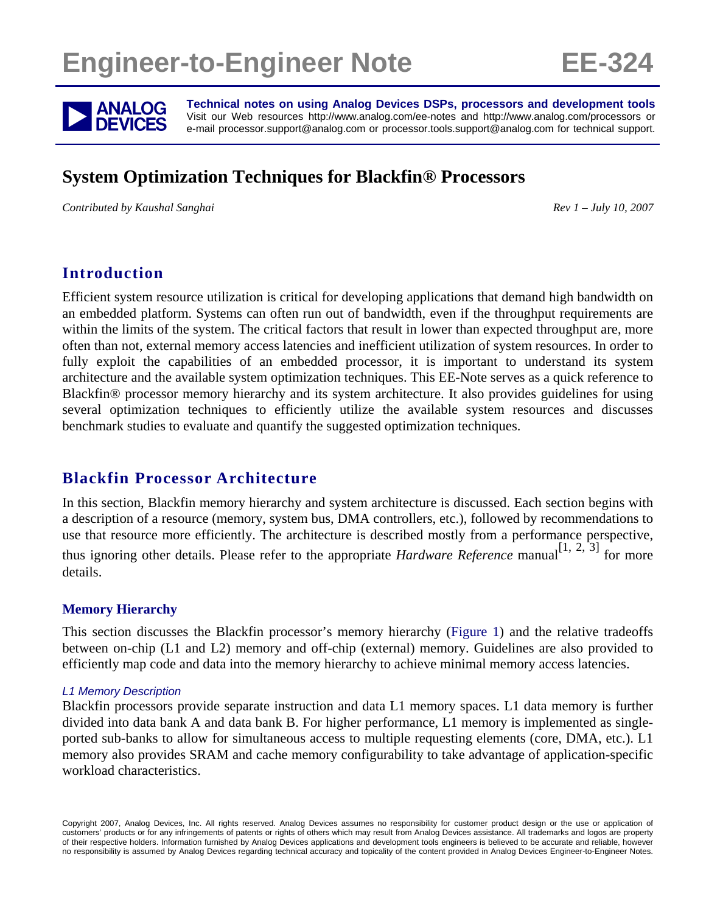# Engineer-to-Engineer Note EE-324

**Technical notes on using Analog Devices DSPs, processors and development tools**
Visit our Web resources http://www.analog.com/ee-notes and http://www.analog.com/processors or e-mail processor.support@analog.com or processor.tools.support@analog.com for technical support.

## System Optimization Techniques for Blackfin® Processors

*Contributed by Kaushal Sanghai* *Rev 1 – July 10, 2007*

## Introduction

Efficient system resource utilization is critical for developing applications that demand high bandwidth on an embedded platform. Systems can often run out of bandwidth, even if the throughput requirements are within the limits of the system. The critical factors that result in lower than expected throughput are, more often than not, external memory access latencies and inefficient utilization of system resources. In order to fully exploit the capabilities of an embedded processor, it is important to understand its system architecture and the available system optimization techniques. This EE-Note serves as a quick reference to Blackfin® processor memory hierarchy and its system architecture. It also provides guidelines for using several optimization techniques to efficiently utilize the available system resources and discusses benchmark studies to evaluate and quantify the suggested optimization techniques.

## Blackfin Processor Architecture

In this section, Blackfin memory hierarchy and system architecture is discussed. Each section begins with a description of a resource (memory, system bus, DMA controllers, etc.), followed by recommendations to use that resource more efficiently. The architecture is described mostly from a performance perspective, thus ignoring other details. Please refer to the appropriate *Hardware Reference* manual[1, 2, 3] for more details.

### Memory Hierarchy

This section discusses the Blackfin processor's memory hierarchy (Figure 1) and the relative tradeoffs between on-chip (L1 and L2) memory and off-chip (external) memory. Guidelines are also provided to efficiently map code and data into the memory hierarchy to achieve minimal memory access latencies.

#### *L1 Memory Description*

Blackfin processors provide separate instruction and data L1 memory spaces. L1 data memory is further divided into data bank A and data bank B. For higher performance, L1 memory is implemented as single-ported sub-banks to allow for simultaneous access to multiple requesting elements (core, DMA, etc.). L1 memory also provides SRAM and cache memory configurability to take advantage of application-specific workload characteristics.

Copyright 2007, Analog Devices, Inc. All rights reserved. Analog Devices assumes no responsibility for customer product design or the use or application of customers' products or for any infringements of patents or rights of others which may result from Analog Devices assistance. All trademarks and logos are property of their respective holders. Information furnished by Analog Devices applications and development tools engineers is believed to be accurate and reliable, however no responsibility is assumed by Analog Devices regarding technical accuracy and topicality of the content provided in Analog Devices Engineer-to-Engineer Notes.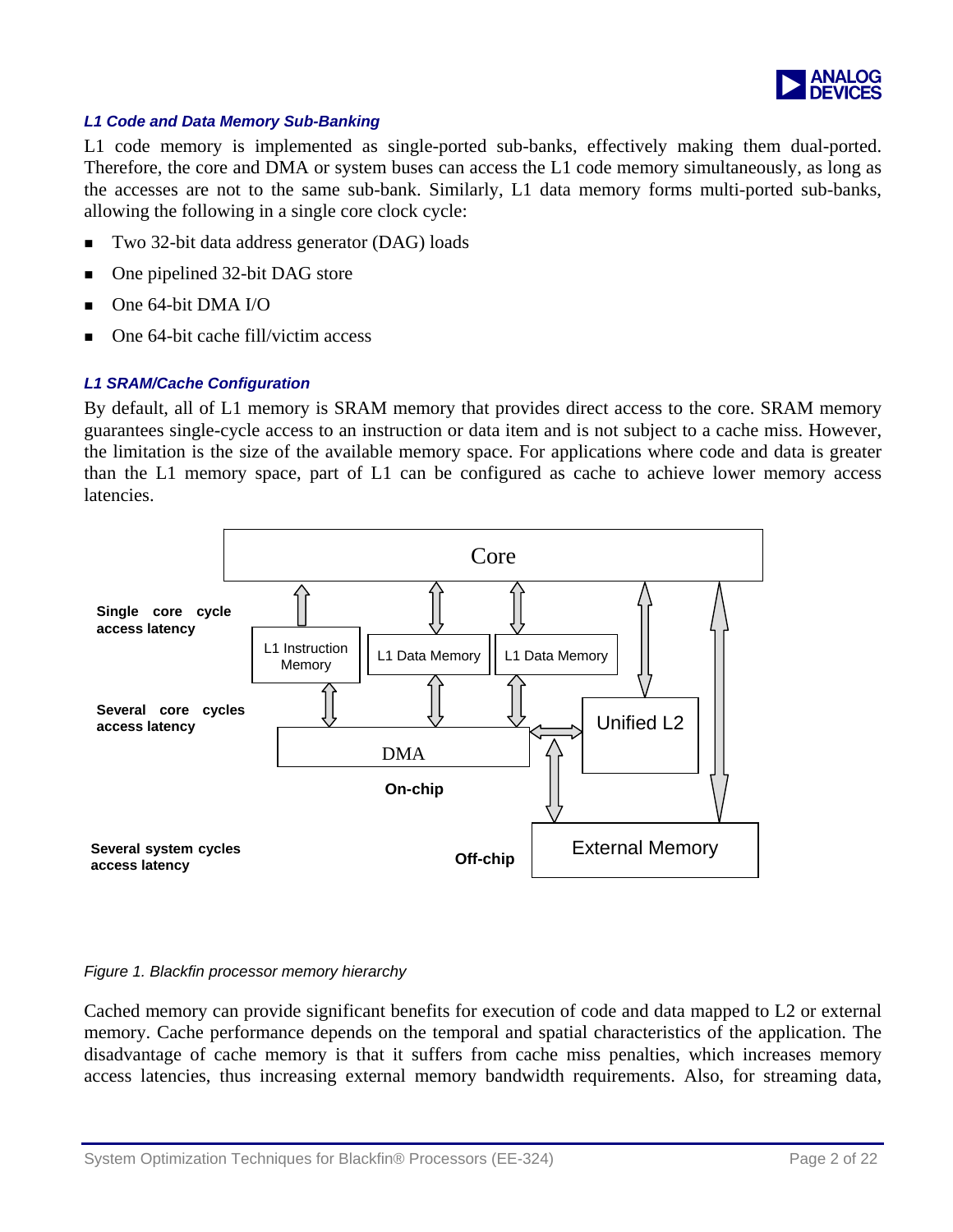### *L1 Code and Data Memory Sub-Banking*

L1 code memory is implemented as single-ported sub-banks, effectively making them dual-ported. Therefore, the core and DMA or system buses can access the L1 code memory simultaneously, as long as the accesses are not to the same sub-bank. Similarly, L1 data memory forms multi-ported sub-banks, allowing the following in a single core clock cycle:

- Two 32-bit data address generator (DAG) loads
- One pipelined 32-bit DAG store
- One 64-bit DMA I/O
- One 64-bit cache fill/victim access

### *L1 SRAM/Cache Configuration*

By default, all of L1 memory is SRAM memory that provides direct access to the core. SRAM memory guarantees single-cycle access to an instruction or data item and is not subject to a cache miss. However, the limitation is the size of the available memory space. For applications where code and data is greater than the L1 memory space, part of L1 can be configured as cache to achieve lower memory access latencies.

*Figure 1. Blackfin processor memory hierarchy*

Cached memory can provide significant benefits for execution of code and data mapped to L2 or external memory. Cache performance depends on the temporal and spatial characteristics of the application. The disadvantage of cache memory is that it suffers from cache miss penalties, which increases memory access latencies, thus increasing external memory bandwidth requirements. Also, for streaming data,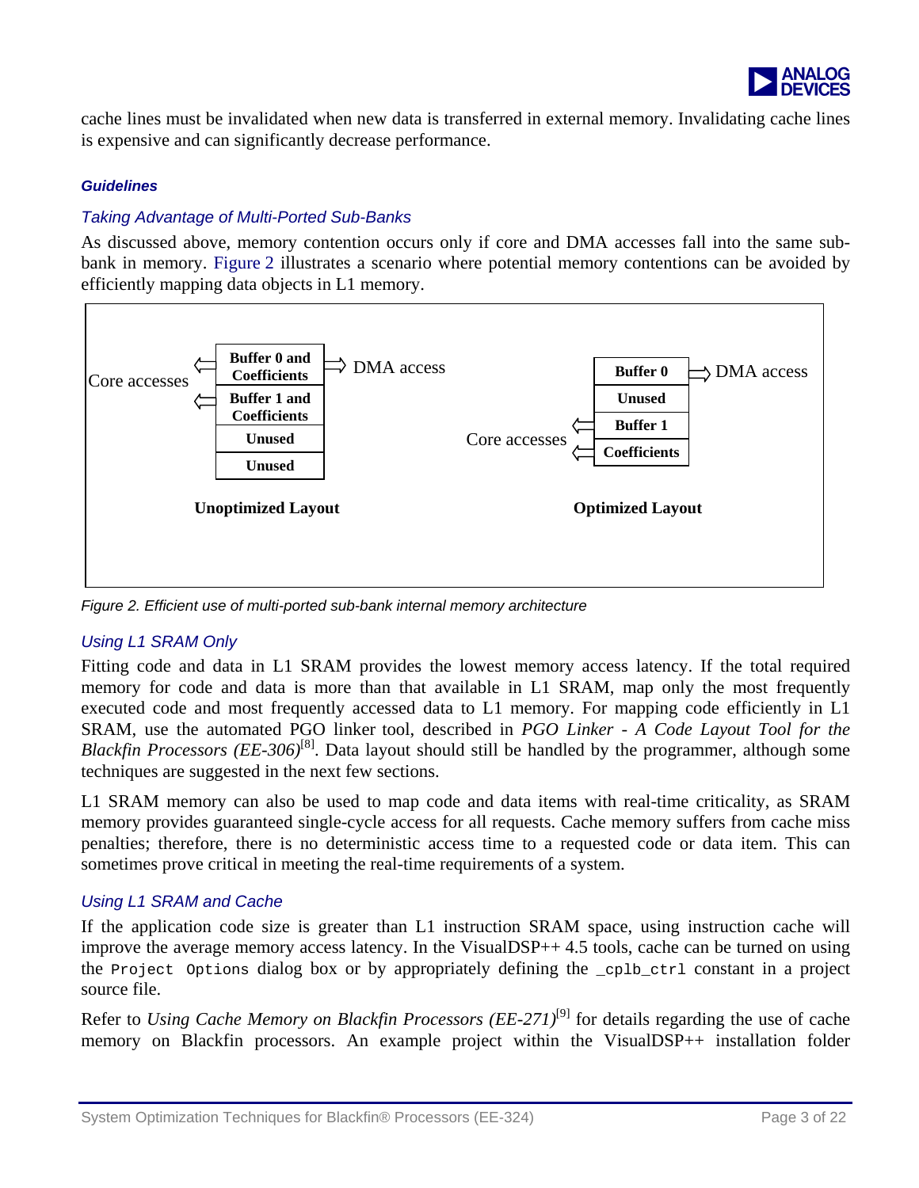cache lines must be invalidated when new data is transferred in external memory. Invalidating cache lines is expensive and can significantly decrease performance.

#### *Guidelines*

#### *Taking Advantage of Multi-Ported Sub-Banks*

As discussed above, memory contention occurs only if core and DMA accesses fall into the same sub-bank in memory. Figure 2 illustrates a scenario where potential memory contentions can be avoided by efficiently mapping data objects in L1 memory.

*Figure 2. Efficient use of multi-ported sub-bank internal memory architecture*

#### *Using L1 SRAM Only*

Fitting code and data in L1 SRAM provides the lowest memory access latency. If the total required memory for code and data is more than that available in L1 SRAM, map only the most frequently executed code and most frequently accessed data to L1 memory. For mapping code efficiently in L1 SRAM, use the automated PGO linker tool, described in *PGO Linker - A Code Layout Tool for the Blackfin Processors (EE-306)*[8]. Data layout should still be handled by the programmer, although some techniques are suggested in the next few sections.

L1 SRAM memory can also be used to map code and data items with real-time criticality, as SRAM memory provides guaranteed single-cycle access for all requests. Cache memory suffers from cache miss penalties; therefore, there is no deterministic access time to a requested code or data item. This can sometimes prove critical in meeting the real-time requirements of a system.

#### *Using L1 SRAM and Cache*

If the application code size is greater than L1 instruction SRAM space, using instruction cache will improve the average memory access latency. In the VisualDSP++ 4.5 tools, cache can be turned on using the `Project Options` dialog box or by appropriately defining the `_cplb_ctrl` constant in a project source file.

Refer to *Using Cache Memory on Blackfin Processors (EE-271)*[9] for details regarding the use of cache memory on Blackfin processors. An example project within the VisualDSP++ installation folder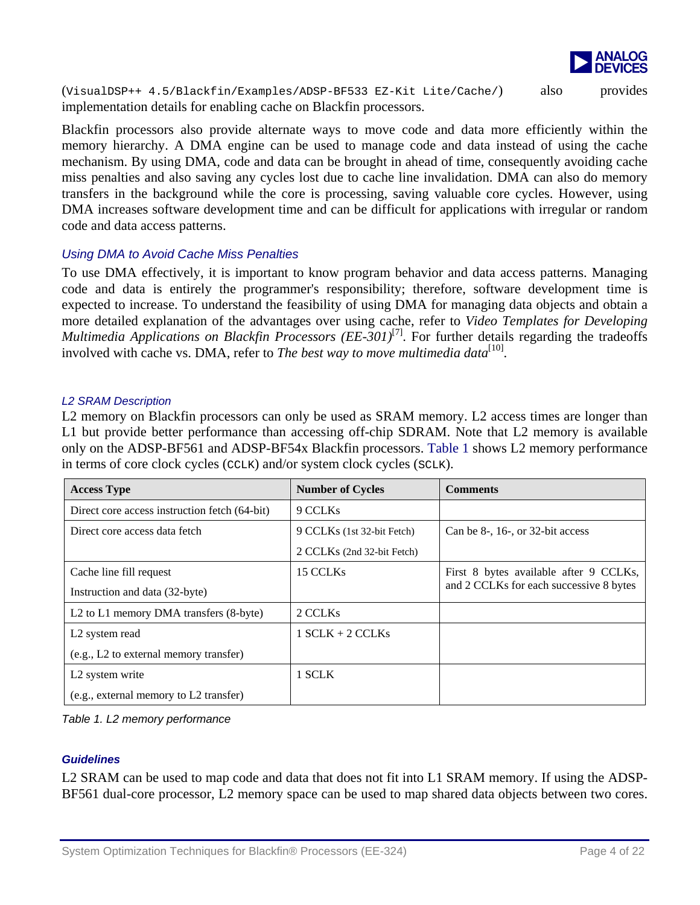(`VisualDSP++ 4.5/Blackfin/Examples/ADSP-BF533 EZ-Kit Lite/Cache/`) also provides implementation details for enabling cache on Blackfin processors.

Blackfin processors also provide alternate ways to move code and data more efficiently within the memory hierarchy. A DMA engine can be used to manage code and data instead of using the cache mechanism. By using DMA, code and data can be brought in ahead of time, consequently avoiding cache miss penalties and also saving any cycles lost due to cache line invalidation. DMA can also do memory transfers in the background while the core is processing, saving valuable core cycles. However, using DMA increases software development time and can be difficult for applications with irregular or random code and data access patterns.

### *Using DMA to Avoid Cache Miss Penalties*

To use DMA effectively, it is important to know program behavior and data access patterns. Managing code and data is entirely the programmer's responsibility; therefore, software development time is expected to increase. To understand the feasibility of using DMA for managing data objects and obtain a more detailed explanation of the advantages over using cache, refer to *Video Templates for Developing Multimedia Applications on Blackfin Processors (EE-301)*[7]. For further details regarding the tradeoffs involved with cache vs. DMA, refer to *The best way to move multimedia data*[10].

### *L2 SRAM Description*

L2 memory on Blackfin processors can only be used as SRAM memory. L2 access times are longer than L1 but provide better performance than accessing off-chip SDRAM. Note that L2 memory is available only on the ADSP-BF561 and ADSP-BF54x Blackfin processors. Table 1 shows L2 memory performance in terms of core clock cycles (`CCLK`) and/or system clock cycles (`SCLK`).

| **Access Type** | **Number of Cycles** | **Comments** |
|---|---|---|
| Direct core access instruction fetch (64-bit) | 9 CCLKs | |
| Direct core access data fetch | 9 CCLKs (1st 32-bit Fetch)<br>2 CCLKs (2nd 32-bit Fetch) | Can be 8-, 16-, or 32-bit access |
| Cache line fill request<br>Instruction and data (32-byte) | 15 CCLKs | First 8 bytes available after 9 CCLKs, and 2 CCLKs for each successive 8 bytes |
| L2 to L1 memory DMA transfers (8-byte) | 2 CCLKs | |
| L2 system read<br>(e.g., L2 to external memory transfer) | 1 SCLK + 2 CCLKs | |
| L2 system write<br>(e.g., external memory to L2 transfer) | 1 SCLK | |

*Table 1. L2 memory performance*

#### ***Guidelines***

L2 SRAM can be used to map code and data that does not fit into L1 SRAM memory. If using the ADSP-BF561 dual-core processor, L2 memory space can be used to map shared data objects between two cores.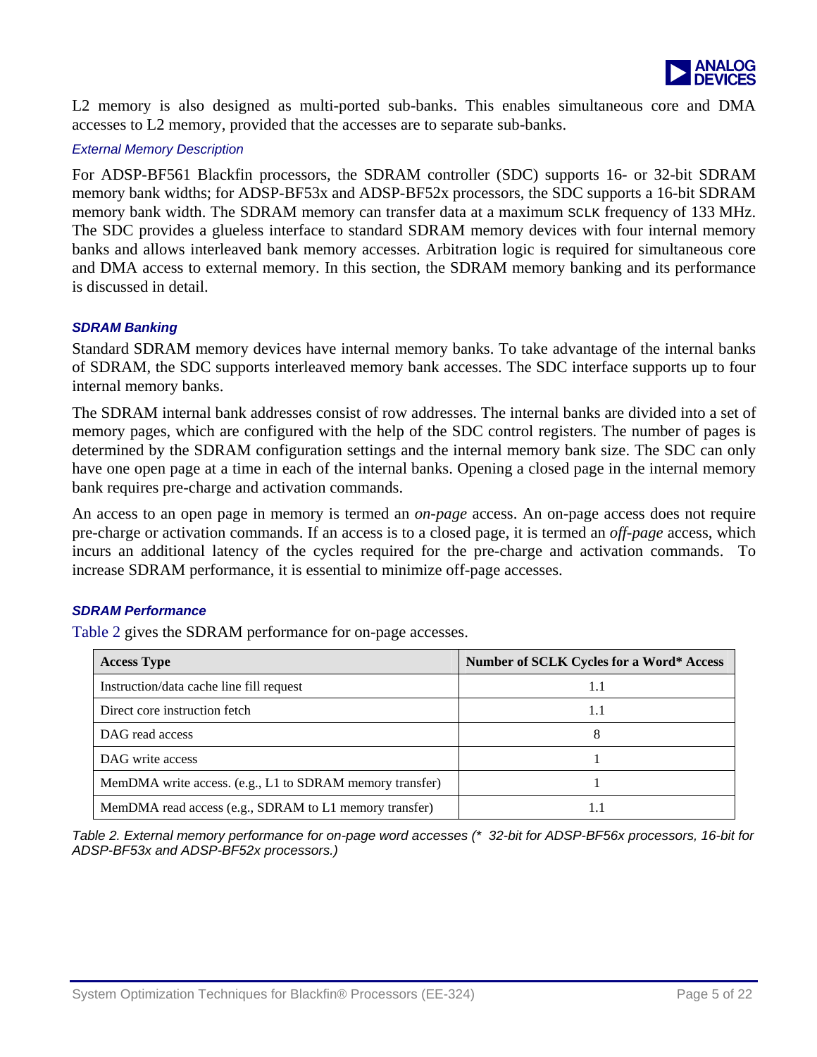L2 memory is also designed as multi-ported sub-banks. This enables simultaneous core and DMA accesses to L2 memory, provided that the accesses are to separate sub-banks.

### *External Memory Description*

For ADSP-BF561 Blackfin processors, the SDRAM controller (SDC) supports 16- or 32-bit SDRAM memory bank widths; for ADSP-BF53x and ADSP-BF52x processors, the SDC supports a 16-bit SDRAM memory bank width. The SDRAM memory can transfer data at a maximum SCLK frequency of 133 MHz. The SDC provides a glueless interface to standard SDRAM memory devices with four internal memory banks and allows interleaved bank memory accesses. Arbitration logic is required for simultaneous core and DMA access to external memory. In this section, the SDRAM memory banking and its performance is discussed in detail.

#### ***SDRAM Banking***

Standard SDRAM memory devices have internal memory banks. To take advantage of the internal banks of SDRAM, the SDC supports interleaved memory bank accesses. The SDC interface supports up to four internal memory banks.

The SDRAM internal bank addresses consist of row addresses. The internal banks are divided into a set of memory pages, which are configured with the help of the SDC control registers. The number of pages is determined by the SDRAM configuration settings and the internal memory bank size. The SDC can only have one open page at a time in each of the internal banks. Opening a closed page in the internal memory bank requires pre-charge and activation commands.

An access to an open page in memory is termed an *on-page* access. An on-page access does not require pre-charge or activation commands. If an access is to a closed page, it is termed an *off-page* access, which incurs an additional latency of the cycles required for the pre-charge and activation commands. To increase SDRAM performance, it is essential to minimize off-page accesses.

#### ***SDRAM Performance***

Table 2 gives the SDRAM performance for on-page accesses.

| Access Type | Number of SCLK Cycles for a Word* Access |
|---|---|
| Instruction/data cache line fill request | 1.1 |
| Direct core instruction fetch | 1.1 |
| DAG read access | 8 |
| DAG write access | 1 |
| MemDMA write access. (e.g., L1 to SDRAM memory transfer) | 1 |
| MemDMA read access (e.g., SDRAM to L1 memory transfer) | 1.1 |

*Table 2. External memory performance for on-page word accesses (* 32-bit for ADSP-BF56x processors, 16-bit for ADSP-BF53x and ADSP-BF52x processors.)*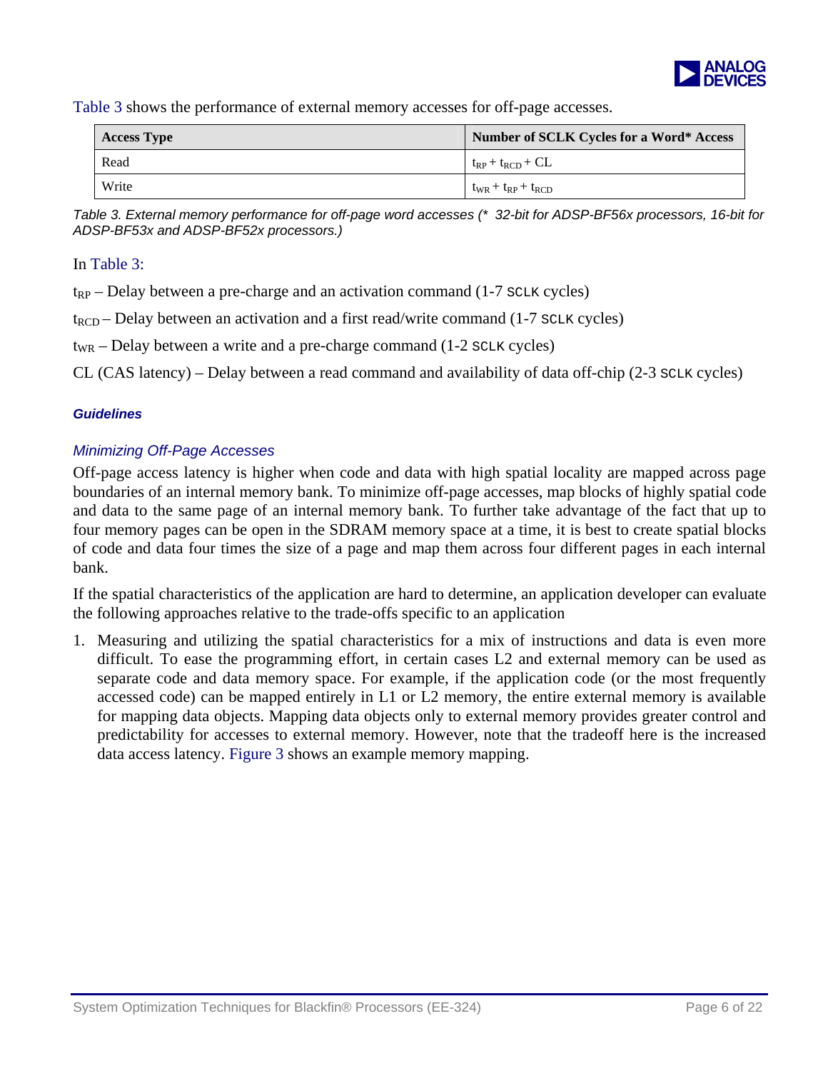Table 3 shows the performance of external memory accesses for off-page accesses.

| Access Type | Number of SCLK Cycles for a Word* Access |
|---|---|
| Read | $t_{RP} + t_{RCD} + CL$ |
| Write | $t_{WR} + t_{RP} + t_{RCD}$ |

*Table 3. External memory performance for off-page word accesses (* 32-bit for ADSP-BF56x processors, 16-bit for ADSP-BF53x and ADSP-BF52x processors.)*

In Table 3:

$t_{RP}$ – Delay between a pre-charge and an activation command (1-7 SCLK cycles)

$t_{RCD}$ – Delay between an activation and a first read/write command (1-7 SCLK cycles)

$t_{WR}$ – Delay between a write and a pre-charge command (1-2 SCLK cycles)

CL (CAS latency) – Delay between a read command and availability of data off-chip (2-3 SCLK cycles)

### Guidelines

#### Minimizing Off-Page Accesses

Off-page access latency is higher when code and data with high spatial locality are mapped across page boundaries of an internal memory bank. To minimize off-page accesses, map blocks of highly spatial code and data to the same page of an internal memory bank. To further take advantage of the fact that up to four memory pages can be open in the SDRAM memory space at a time, it is best to create spatial blocks of code and data four times the size of a page and map them across four different pages in each internal bank.

If the spatial characteristics of the application are hard to determine, an application developer can evaluate the following approaches relative to the trade-offs specific to an application

1. Measuring and utilizing the spatial characteristics for a mix of instructions and data is even more difficult. To ease the programming effort, in certain cases L2 and external memory can be used as separate code and data memory space. For example, if the application code (or the most frequently accessed code) can be mapped entirely in L1 or L2 memory, the entire external memory is available for mapping data objects. Mapping data objects only to external memory provides greater control and predictability for accesses to external memory. However, note that the tradeoff here is the increased data access latency. Figure 3 shows an example memory mapping.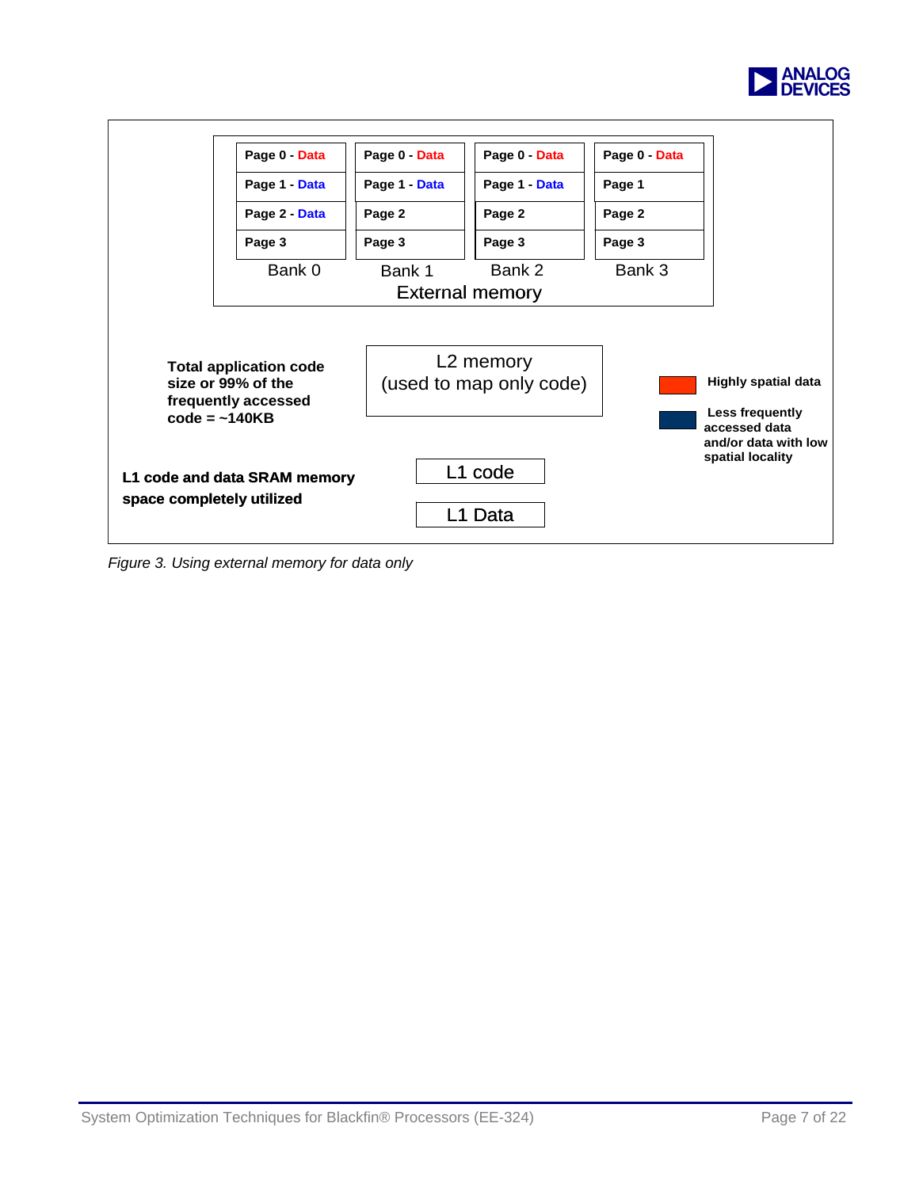| Bank 0 | Bank 1 | Bank 2 | Bank 3 |
|---|---|---|---|
| Page 0 - Data | Page 0 - Data | Page 0 - Data | Page 0 - Data |
| Page 1 - Data | Page 1 - Data | Page 1 - Data | Page 1 |
| Page 2 - Data | Page 2 | Page 2 | Page 2 |
| Page 3 | Page 3 | Page 3 | Page 3 |

External memory

**Total application code size or 99% of the frequently accessed code = ~140KB**

L2 memory
(used to map only code)

**Highly spatial data**

**Less frequently accessed data and/or data with low spatial locality**

**L1 code and data SRAM memory space completely utilized**

L1 code

L1 Data

*Figure 3. Using external memory for data only*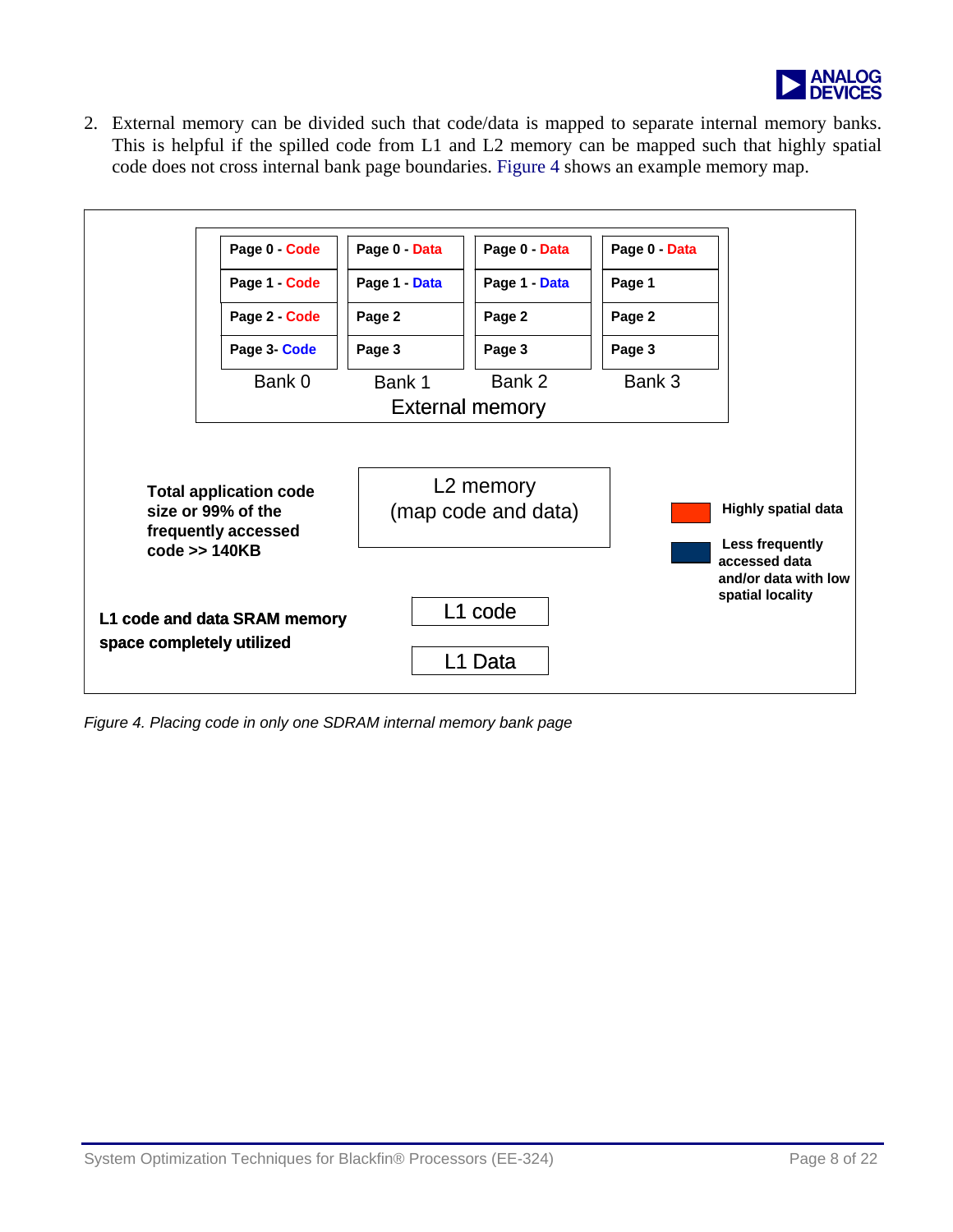2. External memory can be divided such that code/data is mapped to separate internal memory banks. This is helpful if the spilled code from L1 and L2 memory can be mapped such that highly spatial code does not cross internal bank page boundaries. Figure 4 shows an example memory map.

| Bank 0 | Bank 1 | Bank 2 | Bank 3 |
|---|---|---|---|
| Page 0 - Code | Page 0 - Data | Page 0 - Data | Page 0 - Data |
| Page 1 - Code | Page 1 - Data | Page 1 - Data | Page 1 |
| Page 2 - Code | Page 2 | Page 2 | Page 2 |
| Page 3- Code | Page 3 | Page 3 | Page 3 |

External memory

**Total application code size or 99% of the frequently accessed code >> 140KB**

L2 memory (map code and data)

**Highly spatial data**

**Less frequently accessed data and/or data with low spatial locality**

**L1 code and data SRAM memory space completely utilized**

L1 code

L1 Data

*Figure 4. Placing code in only one SDRAM internal memory bank page*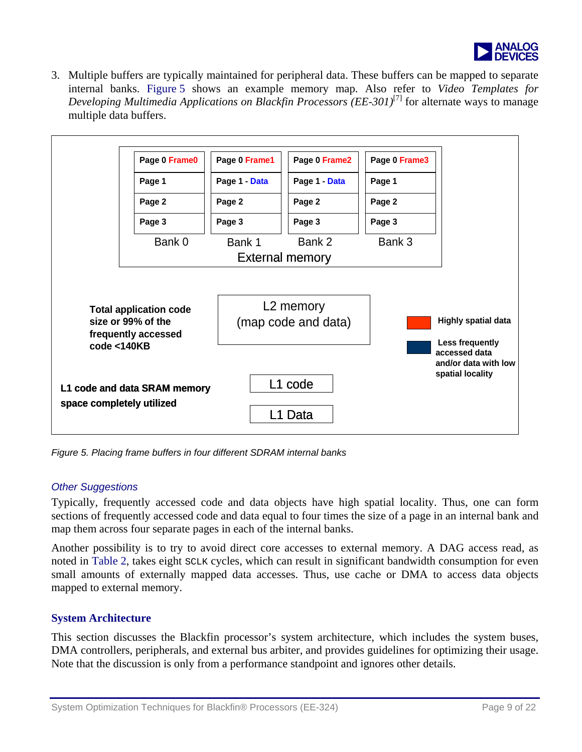3. Multiple buffers are typically maintained for peripheral data. These buffers can be mapped to separate internal banks. Figure 5 shows an example memory map. Also refer to *Video Templates for Developing Multimedia Applications on Blackfin Processors (EE-301)*[7] for alternate ways to manage multiple data buffers.

| Bank 0 | Bank 1 | Bank 2 | Bank 3 |
|---|---|---|---|
| Page 0 Frame0 | Page 0 Frame1 | Page 0 Frame2 | Page 0 Frame3 |
| Page 1 | Page 1 - Data | Page 1 - Data | Page 1 |
| Page 2 | Page 2 | Page 2 | Page 2 |
| Page 3 | Page 3 | Page 3 | Page 3 |

External memory

**Total application code size or 99% of the frequently accessed code <140KB**

L2 memory (map code and data)

**Highly spatial data**

**Less frequently accessed data and/or data with low spatial locality**

**L1 code and data SRAM memory space completely utilized**

L1 code

L1 Data

*Figure 5. Placing frame buffers in four different SDRAM internal banks*

### *Other Suggestions*

Typically, frequently accessed code and data objects have high spatial locality. Thus, one can form sections of frequently accessed code and data equal to four times the size of a page in an internal bank and map them across four separate pages in each of the internal banks.

Another possibility is to try to avoid direct core accesses to external memory. A DAG access read, as noted in Table 2, takes eight SCLK cycles, which can result in significant bandwidth consumption for even small amounts of externally mapped data accesses. Thus, use cache or DMA to access data objects mapped to external memory.

## System Architecture

This section discusses the Blackfin processor's system architecture, which includes the system buses, DMA controllers, peripherals, and external bus arbiter, and provides guidelines for optimizing their usage. Note that the discussion is only from a performance standpoint and ignores other details.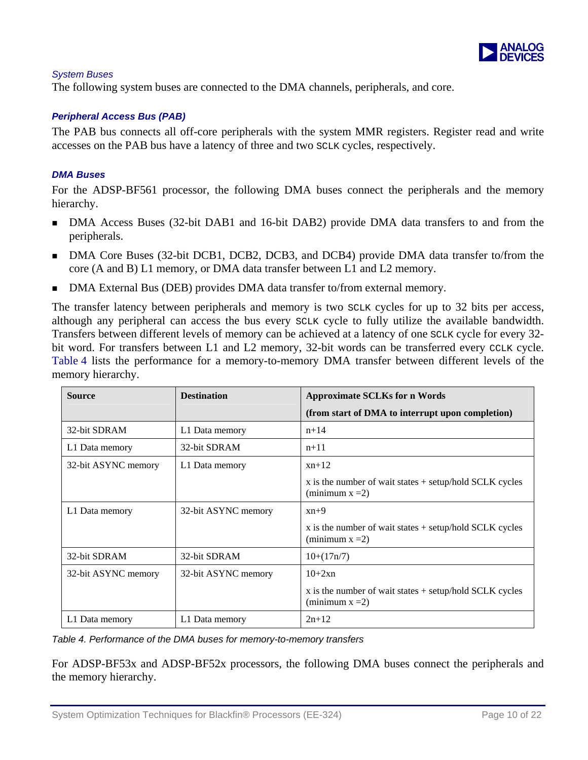### System Buses

The following system buses are connected to the DMA channels, peripherals, and core.

#### Peripheral Access Bus (PAB)

The PAB bus connects all off-core peripherals with the system MMR registers. Register read and write accesses on the PAB bus have a latency of three and two `SCLK` cycles, respectively.

#### DMA Buses

For the ADSP-BF561 processor, the following DMA buses connect the peripherals and the memory hierarchy.

- DMA Access Buses (32-bit DAB1 and 16-bit DAB2) provide DMA data transfers to and from the peripherals.
- DMA Core Buses (32-bit DCB1, DCB2, DCB3, and DCB4) provide DMA data transfer to/from the core (A and B) L1 memory, or DMA data transfer between L1 and L2 memory.
- DMA External Bus (DEB) provides DMA data transfer to/from external memory.

The transfer latency between peripherals and memory is two `SCLK` cycles for up to 32 bits per access, although any peripheral can access the bus every `SCLK` cycle to fully utilize the available bandwidth. Transfers between different levels of memory can be achieved at a latency of one `SCLK` cycle for every 32-bit word. For transfers between L1 and L2 memory, 32-bit words can be transferred every `CCLK` cycle. Table 4 lists the performance for a memory-to-memory DMA transfer between different levels of the memory hierarchy.

| Source | Destination | Approximate SCLKs for n Words (from start of DMA to interrupt upon completion) |
|---|---|---|
| 32-bit SDRAM | L1 Data memory | n+14 |
| L1 Data memory | 32-bit SDRAM | n+11 |
| 32-bit ASYNC memory | L1 Data memory | xn+12<br>x is the number of wait states + setup/hold SCLK cycles (minimum x =2) |
| L1 Data memory | 32-bit ASYNC memory | xn+9<br>x is the number of wait states + setup/hold SCLK cycles (minimum x =2) |
| 32-bit SDRAM | 32-bit SDRAM | 10+(17n/7) |
| 32-bit ASYNC memory | 32-bit ASYNC memory | 10+2xn<br>x is the number of wait states + setup/hold SCLK cycles (minimum x =2) |
| L1 Data memory | L1 Data memory | 2n+12 |

*Table 4. Performance of the DMA buses for memory-to-memory transfers*

For ADSP-BF53x and ADSP-BF52x processors, the following DMA buses connect the peripherals and the memory hierarchy.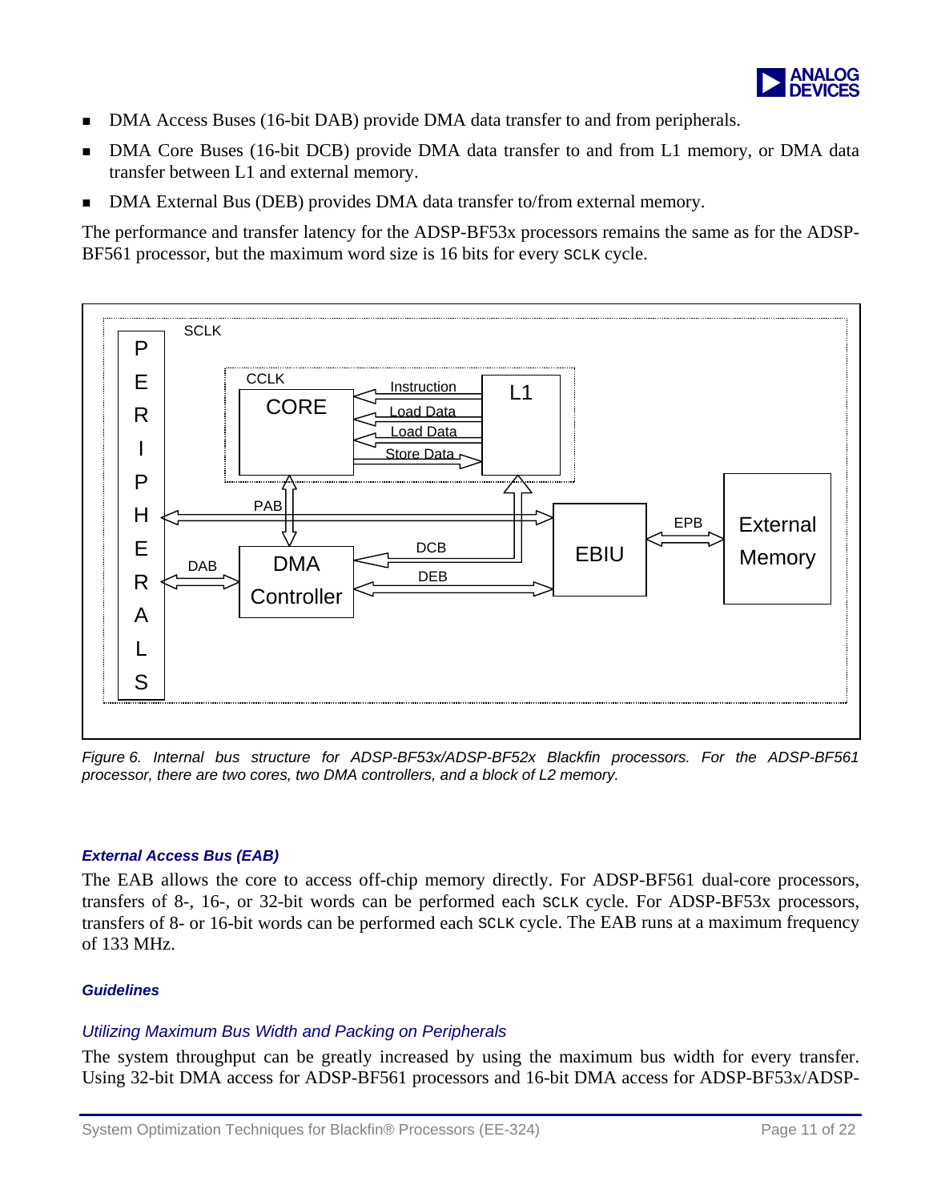- DMA Access Buses (16-bit DAB) provide DMA data transfer to and from peripherals.
- DMA Core Buses (16-bit DCB) provide DMA data transfer to and from L1 memory, or DMA data transfer between L1 and external memory.
- DMA External Bus (DEB) provides DMA data transfer to/from external memory.

The performance and transfer latency for the ADSP-BF53x processors remains the same as for the ADSP-BF561 processor, but the maximum word size is 16 bits for every SCLK cycle.

*Figure 6. Internal bus structure for ADSP-BF53x/ADSP-BF52x Blackfin processors. For the ADSP-BF561 processor, there are two cores, two DMA controllers, and a block of L2 memory.*

### *External Access Bus (EAB)*

The EAB allows the core to access off-chip memory directly. For ADSP-BF561 dual-core processors, transfers of 8-, 16-, or 32-bit words can be performed each SCLK cycle. For ADSP-BF53x processors, transfers of 8- or 16-bit words can be performed each SCLK cycle. The EAB runs at a maximum frequency of 133 MHz.

### *Guidelines*

#### *Utilizing Maximum Bus Width and Packing on Peripherals*

The system throughput can be greatly increased by using the maximum bus width for every transfer. Using 32-bit DMA access for ADSP-BF561 processors and 16-bit DMA access for ADSP-BF53x/ADSP-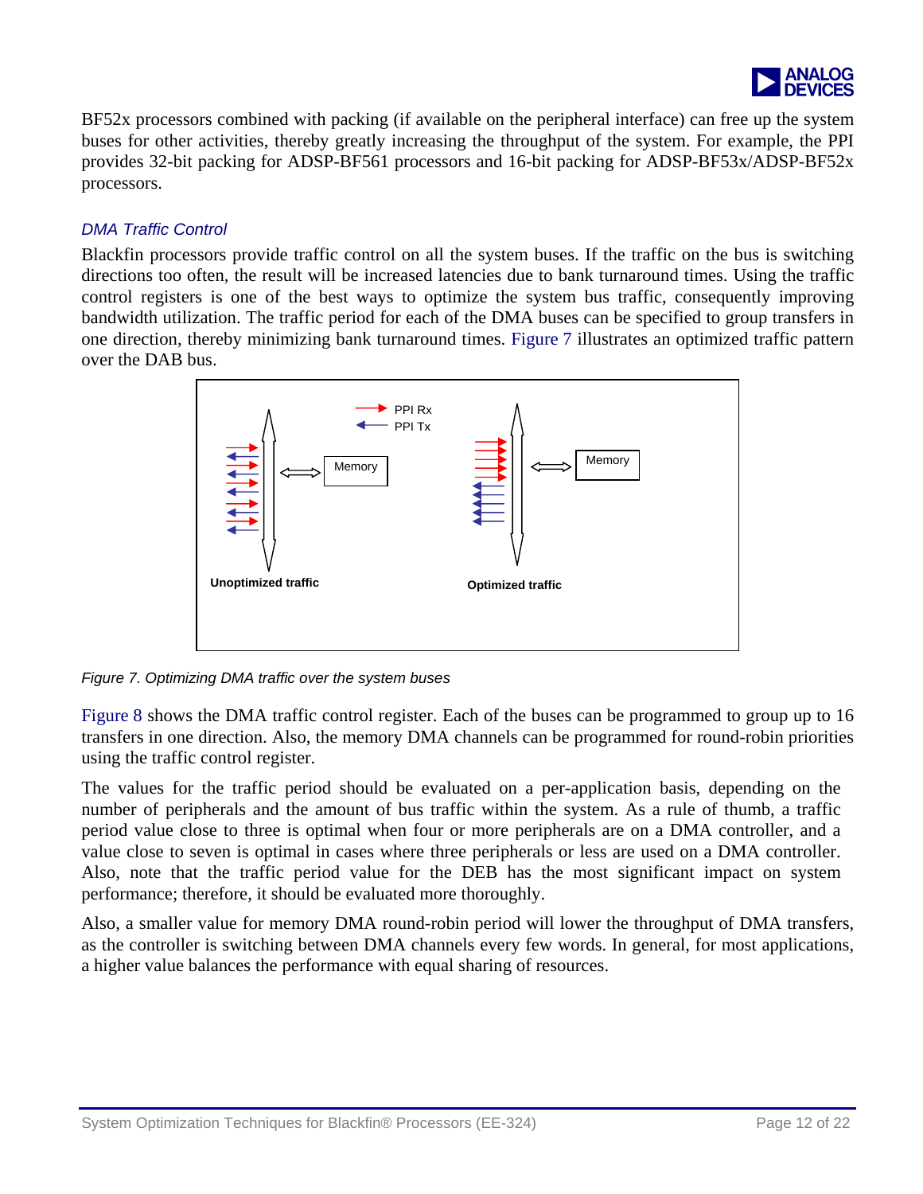BF52x processors combined with packing (if available on the peripheral interface) can free up the system buses for other activities, thereby greatly increasing the throughput of the system. For example, the PPI provides 32-bit packing for ADSP-BF561 processors and 16-bit packing for ADSP-BF53x/ADSP-BF52x processors.

### *DMA Traffic Control*

Blackfin processors provide traffic control on all the system buses. If the traffic on the bus is switching directions too often, the result will be increased latencies due to bank turnaround times. Using the traffic control registers is one of the best ways to optimize the system bus traffic, consequently improving bandwidth utilization. The traffic period for each of the DMA buses can be specified to group transfers in one direction, thereby minimizing bank turnaround times. Figure 7 illustrates an optimized traffic pattern over the DAB bus.

PPI Rx
PPI Tx

Memory

Memory

**Unoptimized traffic**

**Optimized traffic**

*Figure 7. Optimizing DMA traffic over the system buses*

Figure 8 shows the DMA traffic control register. Each of the buses can be programmed to group up to 16 transfers in one direction. Also, the memory DMA channels can be programmed for round-robin priorities using the traffic control register.

The values for the traffic period should be evaluated on a per-application basis, depending on the number of peripherals and the amount of bus traffic within the system. As a rule of thumb, a traffic period value close to three is optimal when four or more peripherals are on a DMA controller, and a value close to seven is optimal in cases where three peripherals or less are used on a DMA controller. Also, note that the traffic period value for the DEB has the most significant impact on system performance; therefore, it should be evaluated more thoroughly.

Also, a smaller value for memory DMA round-robin period will lower the throughput of DMA transfers, as the controller is switching between DMA channels every few words. In general, for most applications, a higher value balances the performance with equal sharing of resources.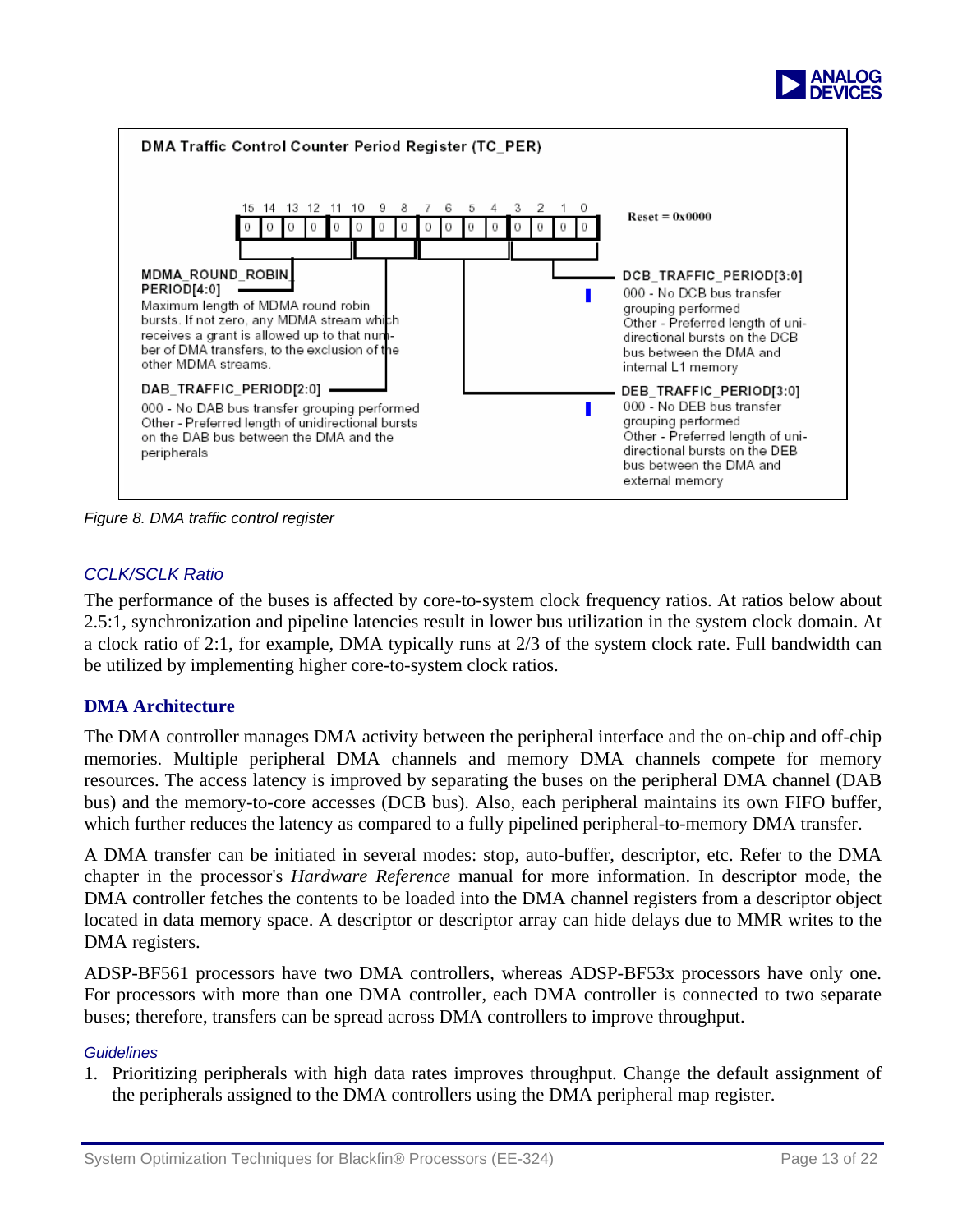**DMA Traffic Control Counter Period Register (TC_PER)**

Reset = 0x0000

| 15 | 14 | 13 | 12 | 11 | 10 | 9 | 8 | 7 | 6 | 5 | 4 | 3 | 2 | 1 | 0 |
|---|---|---|---|---|---|---|---|---|---|---|---|---|---|---|---|
| 0 | 0 | 0 | 0 | 0 | 0 | 0 | 0 | 0 | 0 | 0 | 0 | 0 | 0 | 0 | 0 |

**MDMA_ROUND_ROBIN PERIOD[4:0]**
Maximum length of MDMA round robin bursts. If not zero, any MDMA stream which receives a grant is allowed up to that number of DMA transfers, to the exclusion of the other MDMA streams.

**DAB_TRAFFIC_PERIOD[2:0]**
000 - No DAB bus transfer grouping performed
Other - Preferred length of unidirectional bursts on the DAB bus between the DMA and the peripherals

**DCB_TRAFFIC_PERIOD[3:0]**
000 - No DCB bus transfer grouping performed
Other - Preferred length of unidirectional bursts on the DCB bus between the DMA and internal L1 memory

**DEB_TRAFFIC_PERIOD[3:0]**
000 - No DEB bus transfer grouping performed
Other - Preferred length of unidirectional bursts on the DEB bus between the DMA and external memory

*Figure 8. DMA traffic control register*

### *CCLK/SCLK Ratio*

The performance of the buses is affected by core-to-system clock frequency ratios. At ratios below about 2.5:1, synchronization and pipeline latencies result in lower bus utilization in the system clock domain. At a clock ratio of 2:1, for example, DMA typically runs at 2/3 of the system clock rate. Full bandwidth can be utilized by implementing higher core-to-system clock ratios.

## DMA Architecture

The DMA controller manages DMA activity between the peripheral interface and the on-chip and off-chip memories. Multiple peripheral DMA channels and memory DMA channels compete for memory resources. The access latency is improved by separating the buses on the peripheral DMA channel (DAB bus) and the memory-to-core accesses (DCB bus). Also, each peripheral maintains its own FIFO buffer, which further reduces the latency as compared to a fully pipelined peripheral-to-memory DMA transfer.

A DMA transfer can be initiated in several modes: stop, auto-buffer, descriptor, etc. Refer to the DMA chapter in the processor's *Hardware Reference* manual for more information. In descriptor mode, the DMA controller fetches the contents to be loaded into the DMA channel registers from a descriptor object located in data memory space. A descriptor or descriptor array can hide delays due to MMR writes to the DMA registers.

ADSP-BF561 processors have two DMA controllers, whereas ADSP-BF53x processors have only one. For processors with more than one DMA controller, each DMA controller is connected to two separate buses; therefore, transfers can be spread across DMA controllers to improve throughput.

### *Guidelines*

1. Prioritizing peripherals with high data rates improves throughput. Change the default assignment of the peripherals assigned to the DMA controllers using the DMA peripheral map register.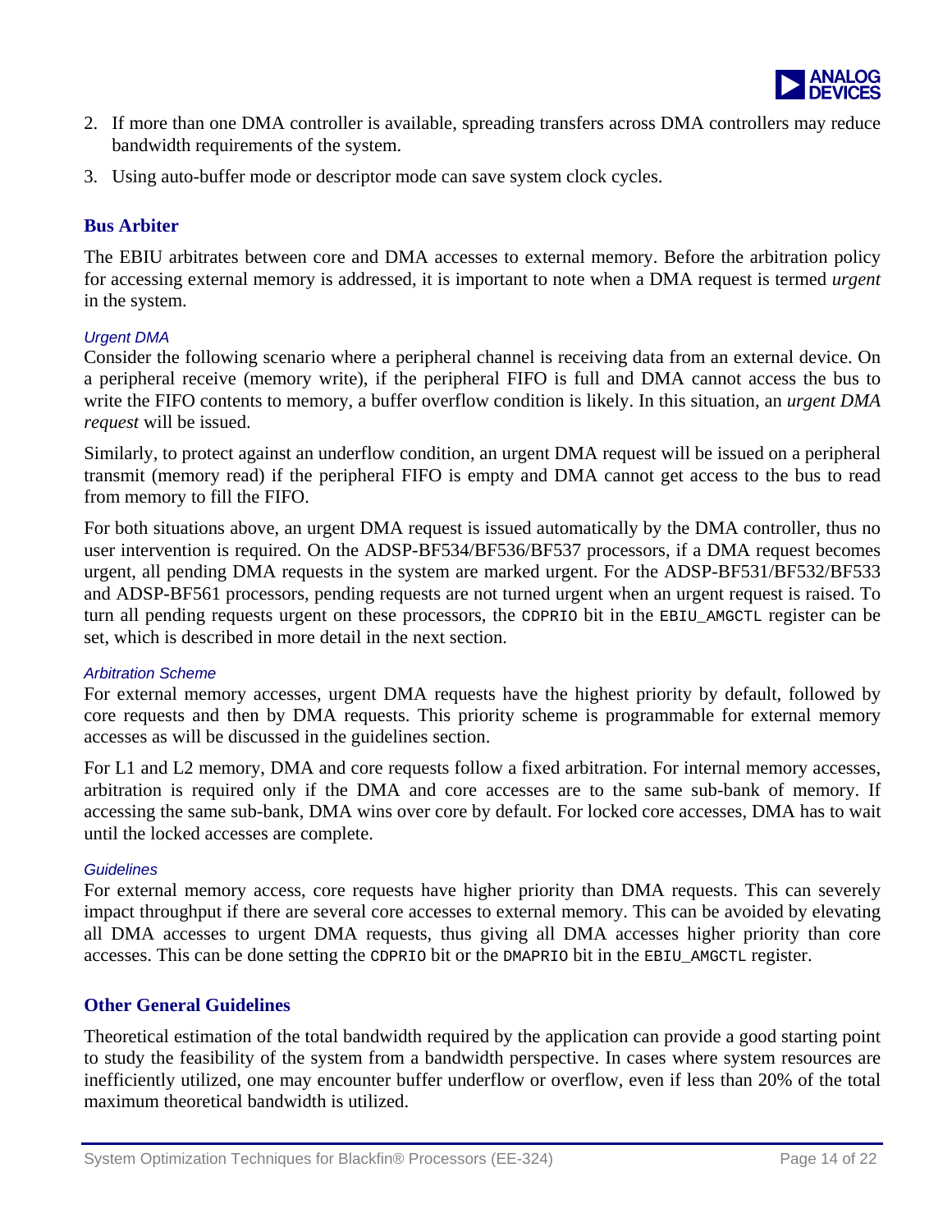2. If more than one DMA controller is available, spreading transfers across DMA controllers may reduce bandwidth requirements of the system.
3. Using auto-buffer mode or descriptor mode can save system clock cycles.

## Bus Arbiter

The EBIU arbitrates between core and DMA accesses to external memory. Before the arbitration policy for accessing external memory is addressed, it is important to note when a DMA request is termed *urgent* in the system.

### Urgent DMA

Consider the following scenario where a peripheral channel is receiving data from an external device. On a peripheral receive (memory write), if the peripheral FIFO is full and DMA cannot access the bus to write the FIFO contents to memory, a buffer overflow condition is likely. In this situation, an *urgent DMA request* will be issued.

Similarly, to protect against an underflow condition, an urgent DMA request will be issued on a peripheral transmit (memory read) if the peripheral FIFO is empty and DMA cannot get access to the bus to read from memory to fill the FIFO.

For both situations above, an urgent DMA request is issued automatically by the DMA controller, thus no user intervention is required. On the ADSP-BF534/BF536/BF537 processors, if a DMA request becomes urgent, all pending DMA requests in the system are marked urgent. For the ADSP-BF531/BF532/BF533 and ADSP-BF561 processors, pending requests are not turned urgent when an urgent request is raised. To turn all pending requests urgent on these processors, the `CDPRIO` bit in the `EBIU_AMGCTL` register can be set, which is described in more detail in the next section.

### Arbitration Scheme

For external memory accesses, urgent DMA requests have the highest priority by default, followed by core requests and then by DMA requests. This priority scheme is programmable for external memory accesses as will be discussed in the guidelines section.

For L1 and L2 memory, DMA and core requests follow a fixed arbitration. For internal memory accesses, arbitration is required only if the DMA and core accesses are to the same sub-bank of memory. If accessing the same sub-bank, DMA wins over core by default. For locked core accesses, DMA has to wait until the locked accesses are complete.

### Guidelines

For external memory access, core requests have higher priority than DMA requests. This can severely impact throughput if there are several core accesses to external memory. This can be avoided by elevating all DMA accesses to urgent DMA requests, thus giving all DMA accesses higher priority than core accesses. This can be done setting the `CDPRIO` bit or the `DMAPRIO` bit in the `EBIU_AMGCTL` register.

## Other General Guidelines

Theoretical estimation of the total bandwidth required by the application can provide a good starting point to study the feasibility of the system from a bandwidth perspective. In cases where system resources are inefficiently utilized, one may encounter buffer underflow or overflow, even if less than 20% of the total maximum theoretical bandwidth is utilized.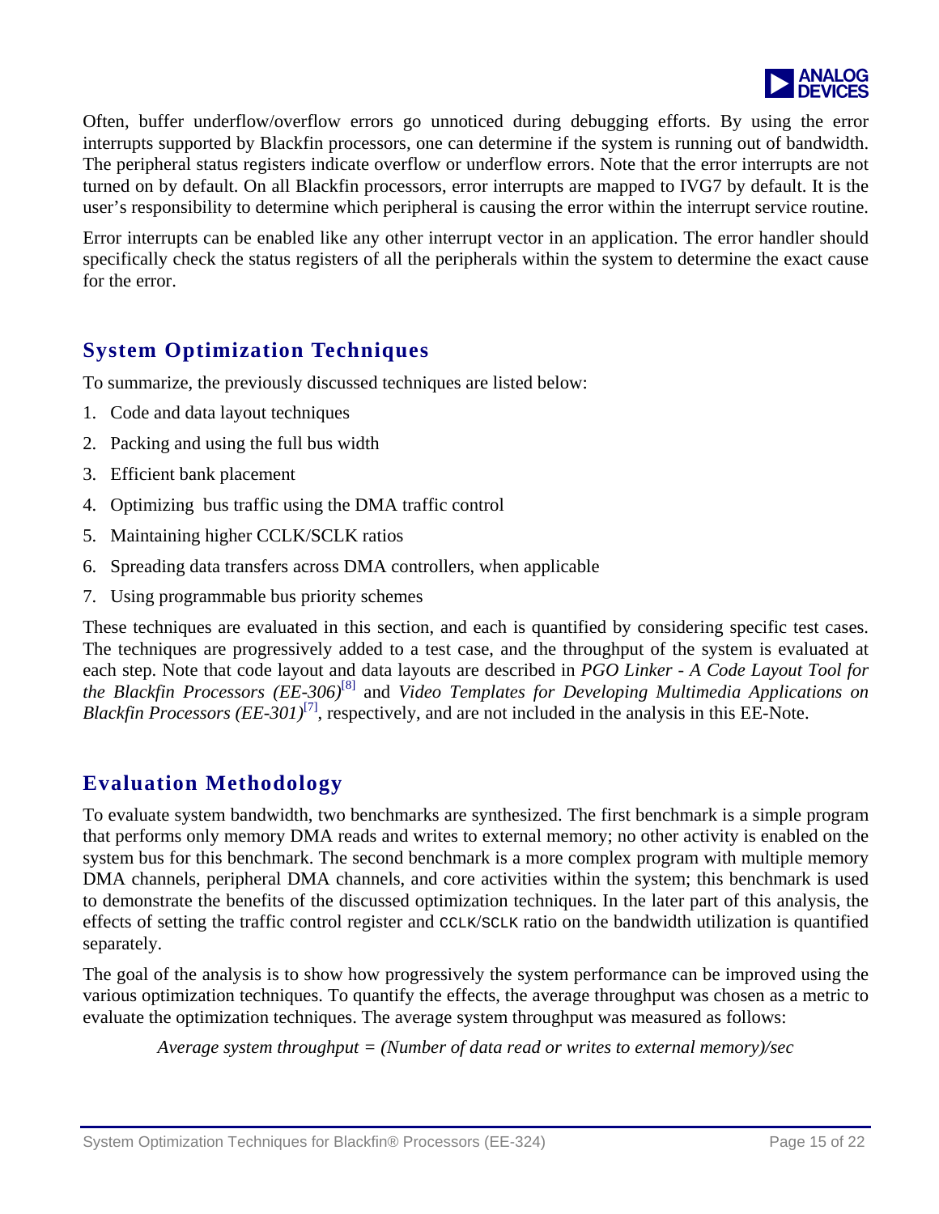Often, buffer underflow/overflow errors go unnoticed during debugging efforts. By using the error interrupts supported by Blackfin processors, one can determine if the system is running out of bandwidth. The peripheral status registers indicate overflow or underflow errors. Note that the error interrupts are not turned on by default. On all Blackfin processors, error interrupts are mapped to IVG7 by default. It is the user's responsibility to determine which peripheral is causing the error within the interrupt service routine.

Error interrupts can be enabled like any other interrupt vector in an application. The error handler should specifically check the status registers of all the peripherals within the system to determine the exact cause for the error.

## System Optimization Techniques

To summarize, the previously discussed techniques are listed below:

1. Code and data layout techniques
2. Packing and using the full bus width
3. Efficient bank placement
4. Optimizing bus traffic using the DMA traffic control
5. Maintaining higher CCLK/SCLK ratios
6. Spreading data transfers across DMA controllers, when applicable
7. Using programmable bus priority schemes

These techniques are evaluated in this section, and each is quantified by considering specific test cases. The techniques are progressively added to a test case, and the throughput of the system is evaluated at each step. Note that code layout and data layouts are described in *PGO Linker - A Code Layout Tool for the Blackfin Processors (EE-306)*[8] and *Video Templates for Developing Multimedia Applications on Blackfin Processors (EE-301)*[7], respectively, and are not included in the analysis in this EE-Note.

## Evaluation Methodology

To evaluate system bandwidth, two benchmarks are synthesized. The first benchmark is a simple program that performs only memory DMA reads and writes to external memory; no other activity is enabled on the system bus for this benchmark. The second benchmark is a more complex program with multiple memory DMA channels, peripheral DMA channels, and core activities within the system; this benchmark is used to demonstrate the benefits of the discussed optimization techniques. In the later part of this analysis, the effects of setting the traffic control register and `CCLK`/`SCLK` ratio on the bandwidth utilization is quantified separately.

The goal of the analysis is to show how progressively the system performance can be improved using the various optimization techniques. To quantify the effects, the average throughput was chosen as a metric to evaluate the optimization techniques. The average system throughput was measured as follows:

*Average system throughput = (Number of data read or writes to external memory)/sec*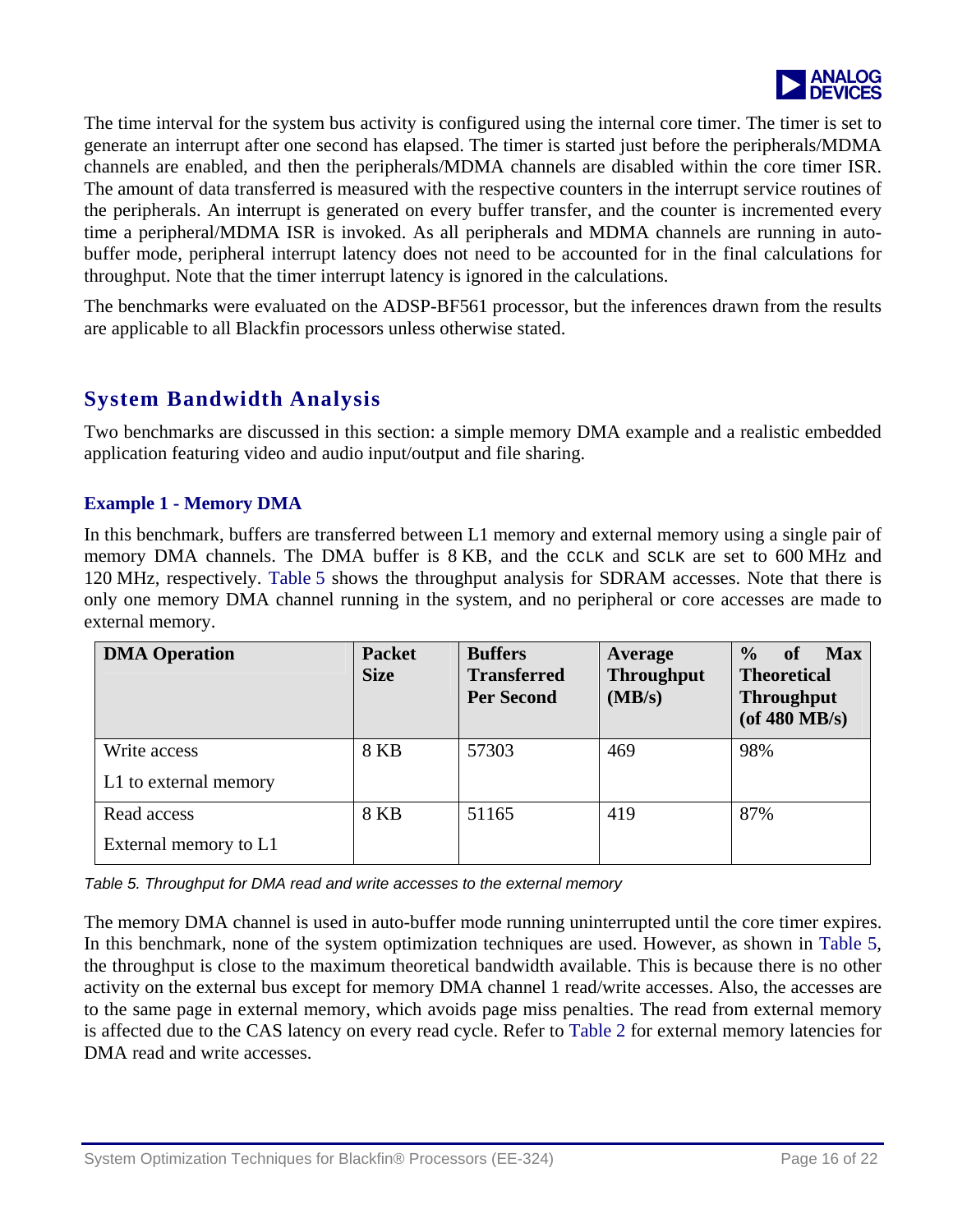The time interval for the system bus activity is configured using the internal core timer. The timer is set to generate an interrupt after one second has elapsed. The timer is started just before the peripherals/MDMA channels are enabled, and then the peripherals/MDMA channels are disabled within the core timer ISR. The amount of data transferred is measured with the respective counters in the interrupt service routines of the peripherals. An interrupt is generated on every buffer transfer, and the counter is incremented every time a peripheral/MDMA ISR is invoked. As all peripherals and MDMA channels are running in auto-buffer mode, peripheral interrupt latency does not need to be accounted for in the final calculations for throughput. Note that the timer interrupt latency is ignored in the calculations.

The benchmarks were evaluated on the ADSP-BF561 processor, but the inferences drawn from the results are applicable to all Blackfin processors unless otherwise stated.

## System Bandwidth Analysis

Two benchmarks are discussed in this section: a simple memory DMA example and a realistic embedded application featuring video and audio input/output and file sharing.

### Example 1 - Memory DMA

In this benchmark, buffers are transferred between L1 memory and external memory using a single pair of memory DMA channels. The DMA buffer is 8 KB, and the CCLK and SCLK are set to 600 MHz and 120 MHz, respectively. Table 5 shows the throughput analysis for SDRAM accesses. Note that there is only one memory DMA channel running in the system, and no peripheral or core accesses are made to external memory.

| DMA Operation | Packet Size | Buffers Transferred Per Second | Average Throughput (MB/s) | % of Max Theoretical Throughput (of 480 MB/s) |
|---|---|---|---|---|
| Write access<br>L1 to external memory | 8 KB | 57303 | 469 | 98% |
| Read access<br>External memory to L1 | 8 KB | 51165 | 419 | 87% |

*Table 5. Throughput for DMA read and write accesses to the external memory*

The memory DMA channel is used in auto-buffer mode running uninterrupted until the core timer expires. In this benchmark, none of the system optimization techniques are used. However, as shown in Table 5, the throughput is close to the maximum theoretical bandwidth available. This is because there is no other activity on the external bus except for memory DMA channel 1 read/write accesses. Also, the accesses are to the same page in external memory, which avoids page miss penalties. The read from external memory is affected due to the CAS latency on every read cycle. Refer to Table 2 for external memory latencies for DMA read and write accesses.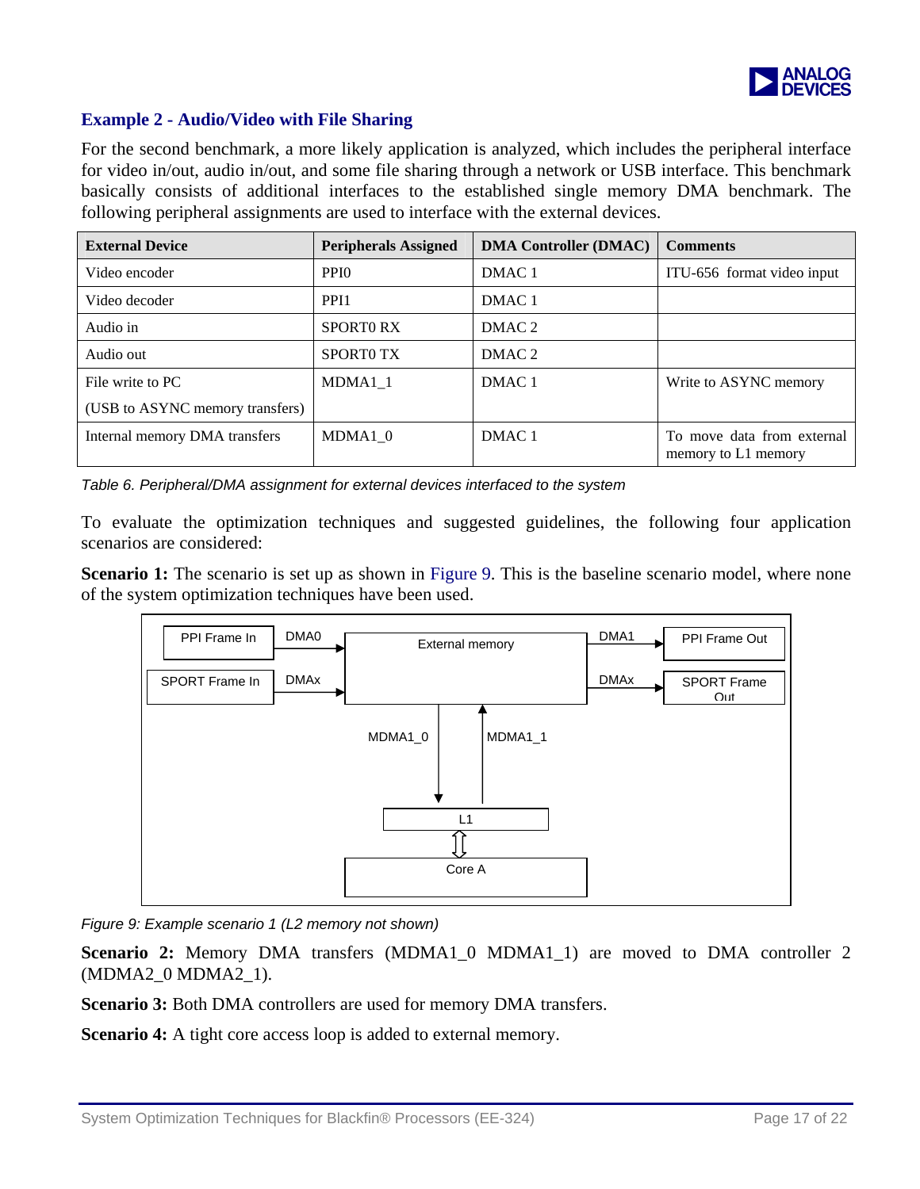### Example 2 - Audio/Video with File Sharing

For the second benchmark, a more likely application is analyzed, which includes the peripheral interface for video in/out, audio in/out, and some file sharing through a network or USB interface. This benchmark basically consists of additional interfaces to the established single memory DMA benchmark. The following peripheral assignments are used to interface with the external devices.

| External Device | Peripherals Assigned | DMA Controller (DMAC) | Comments |
|---|---|---|---|
| Video encoder | PPI0 | DMAC 1 | ITU-656 format video input |
| Video decoder | PPI1 | DMAC 1 | |
| Audio in | SPORT0 RX | DMAC 2 | |
| Audio out | SPORT0 TX | DMAC 2 | |
| File write to PC (USB to ASYNC memory transfers) | MDMA1_1 | DMAC 1 | Write to ASYNC memory |
| Internal memory DMA transfers | MDMA1_0 | DMAC 1 | To move data from external memory to L1 memory |

*Table 6. Peripheral/DMA assignment for external devices interfaced to the system*

To evaluate the optimization techniques and suggested guidelines, the following four application scenarios are considered:

**Scenario 1:** The scenario is set up as shown in Figure 9. This is the baseline scenario model, where none of the system optimization techniques have been used.

*Figure 9: Example scenario 1 (L2 memory not shown)*

**Scenario 2:** Memory DMA transfers (MDMA1_0 MDMA1_1) are moved to DMA controller 2 (MDMA2_0 MDMA2_1).

**Scenario 3:** Both DMA controllers are used for memory DMA transfers.

**Scenario 4:** A tight core access loop is added to external memory.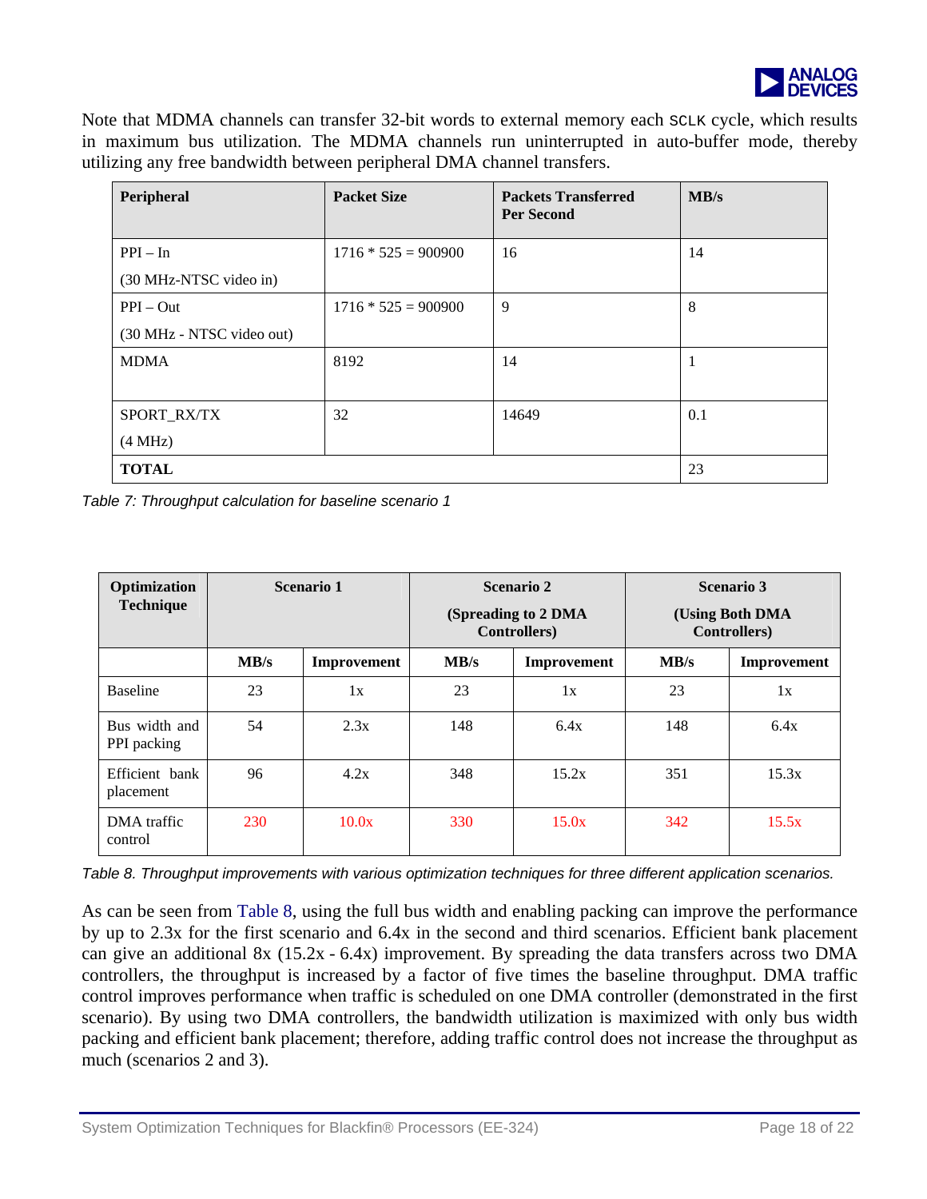Note that MDMA channels can transfer 32-bit words to external memory each SCLK cycle, which results in maximum bus utilization. The MDMA channels run uninterrupted in auto-buffer mode, thereby utilizing any free bandwidth between peripheral DMA channel transfers.

| Peripheral | Packet Size | Packets Transferred Per Second | MB/s |
|---|---|---|---|
| PPI – In (30 MHz-NTSC video in) | 1716 * 525 = 900900 | 16 | 14 |
| PPI – Out (30 MHz - NTSC video out) | 1716 * 525 = 900900 | 9 | 8 |
| MDMA | 8192 | 14 | 1 |
| SPORT_RX/TX (4 MHz) | 32 | 14649 | 0.1 |
| **TOTAL** | | | 23 |

*Table 7: Throughput calculation for baseline scenario 1*

| Optimization Technique | Scenario 1 | | Scenario 2 (Spreading to 2 DMA Controllers) | | Scenario 3 (Using Both DMA Controllers) | |
|---|---|---|---|---|---|---|
| | **MB/s** | **Improvement** | **MB/s** | **Improvement** | **MB/s** | **Improvement** |
| Baseline | 23 | 1x | 23 | 1x | 23 | 1x |
| Bus width and PPI packing | 54 | 2.3x | 148 | 6.4x | 148 | 6.4x |
| Efficient bank placement | 96 | 4.2x | 348 | 15.2x | 351 | 15.3x |
| DMA traffic control | 230 | 10.0x | 330 | 15.0x | 342 | 15.5x |

*Table 8. Throughput improvements with various optimization techniques for three different application scenarios.*

As can be seen from Table 8, using the full bus width and enabling packing can improve the performance by up to 2.3x for the first scenario and 6.4x in the second and third scenarios. Efficient bank placement can give an additional 8x (15.2x - 6.4x) improvement. By spreading the data transfers across two DMA controllers, the throughput is increased by a factor of five times the baseline throughput. DMA traffic control improves performance when traffic is scheduled on one DMA controller (demonstrated in the first scenario). By using two DMA controllers, the bandwidth utilization is maximized with only bus width packing and efficient bank placement; therefore, adding traffic control does not increase the throughput as much (scenarios 2 and 3).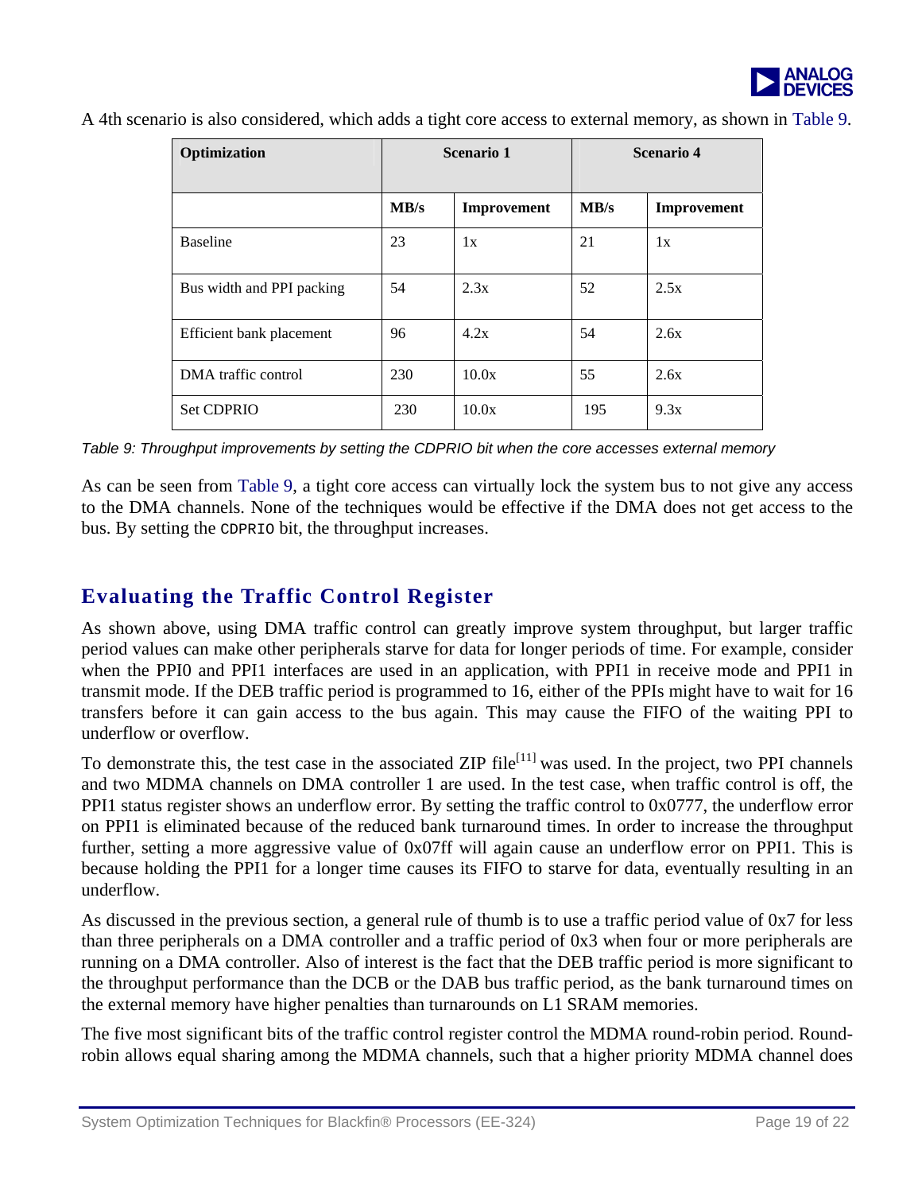A 4th scenario is also considered, which adds a tight core access to external memory, as shown in Table 9.

| Optimization | Scenario 1 | | Scenario 4 | |
|---|---|---|---|---|
| | MB/s | Improvement | MB/s | Improvement |
| Baseline | 23 | 1x | 21 | 1x |
| Bus width and PPI packing | 54 | 2.3x | 52 | 2.5x |
| Efficient bank placement | 96 | 4.2x | 54 | 2.6x |
| DMA traffic control | 230 | 10.0x | 55 | 2.6x |
| Set CDPRIO | 230 | 10.0x | 195 | 9.3x |

*Table 9: Throughput improvements by setting the CDPRIO bit when the core accesses external memory*

As can be seen from Table 9, a tight core access can virtually lock the system bus to not give any access to the DMA channels. None of the techniques would be effective if the DMA does not get access to the bus. By setting the `CDPRIO` bit, the throughput increases.

## Evaluating the Traffic Control Register

As shown above, using DMA traffic control can greatly improve system throughput, but larger traffic period values can make other peripherals starve for data for longer periods of time. For example, consider when the PPI0 and PPI1 interfaces are used in an application, with PPI1 in receive mode and PPI1 in transmit mode. If the DEB traffic period is programmed to 16, either of the PPIs might have to wait for 16 transfers before it can gain access to the bus again. This may cause the FIFO of the waiting PPI to underflow or overflow.

To demonstrate this, the test case in the associated ZIP file[11] was used. In the project, two PPI channels and two MDMA channels on DMA controller 1 are used. In the test case, when traffic control is off, the PPI1 status register shows an underflow error. By setting the traffic control to 0x0777, the underflow error on PPI1 is eliminated because of the reduced bank turnaround times. In order to increase the throughput further, setting a more aggressive value of 0x07ff will again cause an underflow error on PPI1. This is because holding the PPI1 for a longer time causes its FIFO to starve for data, eventually resulting in an underflow.

As discussed in the previous section, a general rule of thumb is to use a traffic period value of 0x7 for less than three peripherals on a DMA controller and a traffic period of 0x3 when four or more peripherals are running on a DMA controller. Also of interest is the fact that the DEB traffic period is more significant to the throughput performance than the DCB or the DAB bus traffic period, as the bank turnaround times on the external memory have higher penalties than turnarounds on L1 SRAM memories.

The five most significant bits of the traffic control register control the MDMA round-robin period. Round-robin allows equal sharing among the MDMA channels, such that a higher priority MDMA channel does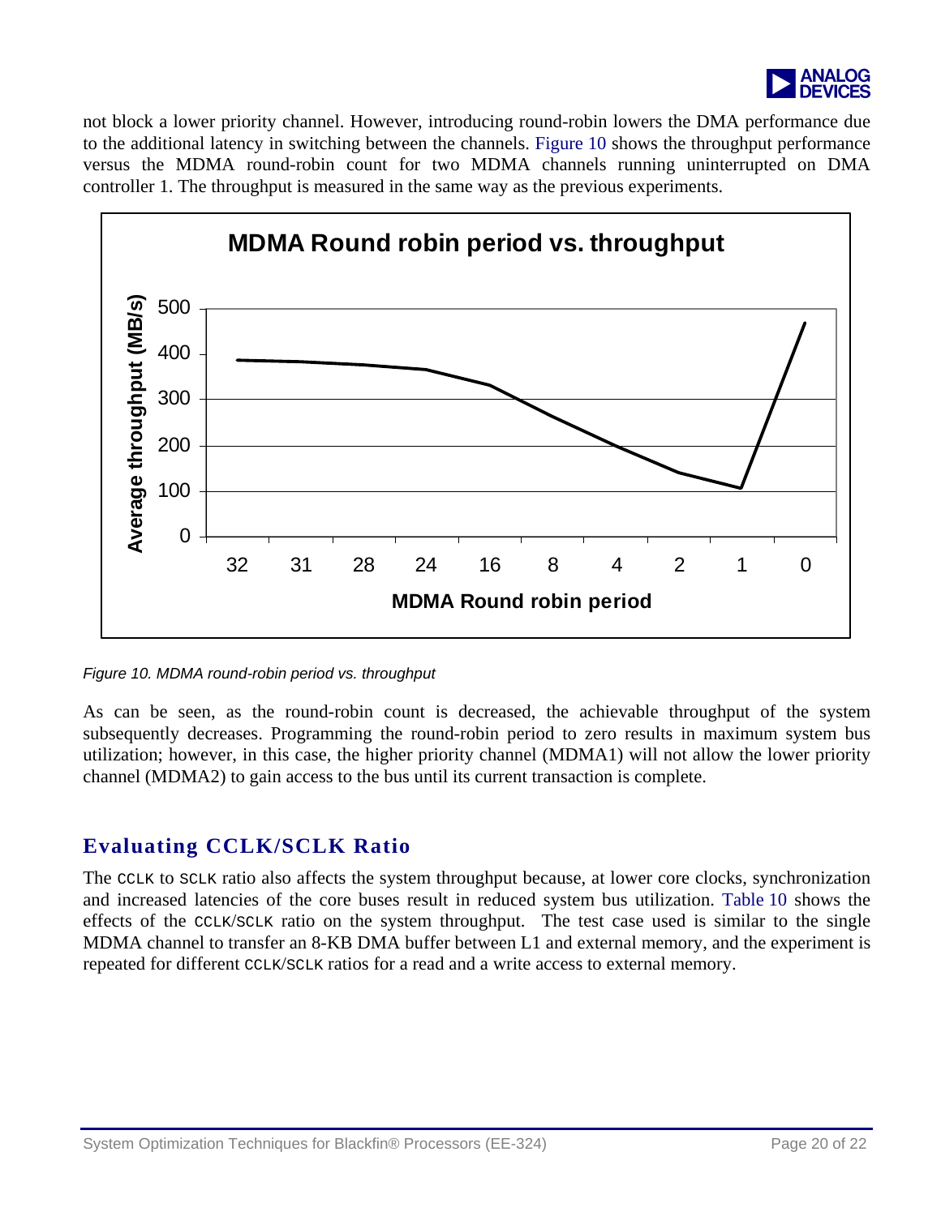not block a lower priority channel. However, introducing round-robin lowers the DMA performance due to the additional latency in switching between the channels. Figure 10 shows the throughput performance versus the MDMA round-robin count for two MDMA channels running uninterrupted on DMA controller 1. The throughput is measured in the same way as the previous experiments.

*Figure 10. MDMA round-robin period vs. throughput*

As can be seen, as the round-robin count is decreased, the achievable throughput of the system subsequently decreases. Programming the round-robin period to zero results in maximum system bus utilization; however, in this case, the higher priority channel (MDMA1) will not allow the lower priority channel (MDMA2) to gain access to the bus until its current transaction is complete.

## Evaluating CCLK/SCLK Ratio

The CCLK to SCLK ratio also affects the system throughput because, at lower core clocks, synchronization and increased latencies of the core buses result in reduced system bus utilization. Table 10 shows the effects of the CCLK/SCLK ratio on the system throughput. The test case used is similar to the single MDMA channel to transfer an 8-KB DMA buffer between L1 and external memory, and the experiment is repeated for different CCLK/SCLK ratios for a read and a write access to external memory.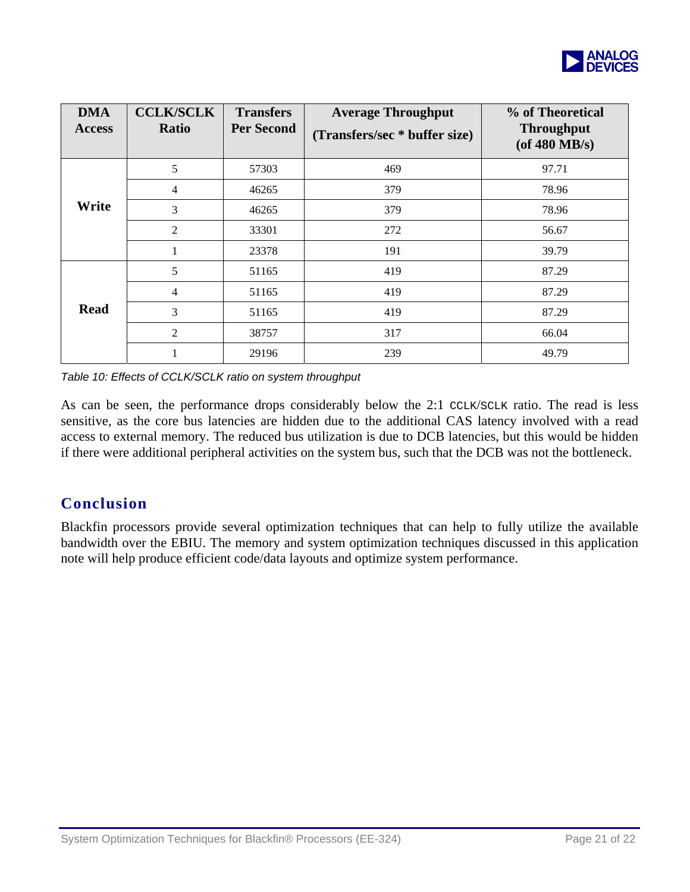| DMA Access | CCLK/SCLK Ratio | Transfers Per Second | Average Throughput (Transfers/sec * buffer size) | % of Theoretical Throughput (of 480 MB/s) |
|---|---|---|---|---|
| Write | 5 | 57303 | 469 | 97.71 |
| | 4 | 46265 | 379 | 78.96 |
| | 3 | 46265 | 379 | 78.96 |
| | 2 | 33301 | 272 | 56.67 |
| | 1 | 23378 | 191 | 39.79 |
| Read | 5 | 51165 | 419 | 87.29 |
| | 4 | 51165 | 419 | 87.29 |
| | 3 | 51165 | 419 | 87.29 |
| | 2 | 38757 | 317 | 66.04 |
| | 1 | 29196 | 239 | 49.79 |

*Table 10: Effects of CCLK/SCLK ratio on system throughput*

As can be seen, the performance drops considerably below the 2:1 CCLK/SCLK ratio. The read is less sensitive, as the core bus latencies are hidden due to the additional CAS latency involved with a read access to external memory. The reduced bus utilization is due to DCB latencies, but this would be hidden if there were additional peripheral activities on the system bus, such that the DCB was not the bottleneck.

## Conclusion

Blackfin processors provide several optimization techniques that can help to fully utilize the available bandwidth over the EBIU. The memory and system optimization techniques discussed in this application note will help produce efficient code/data layouts and optimize system performance.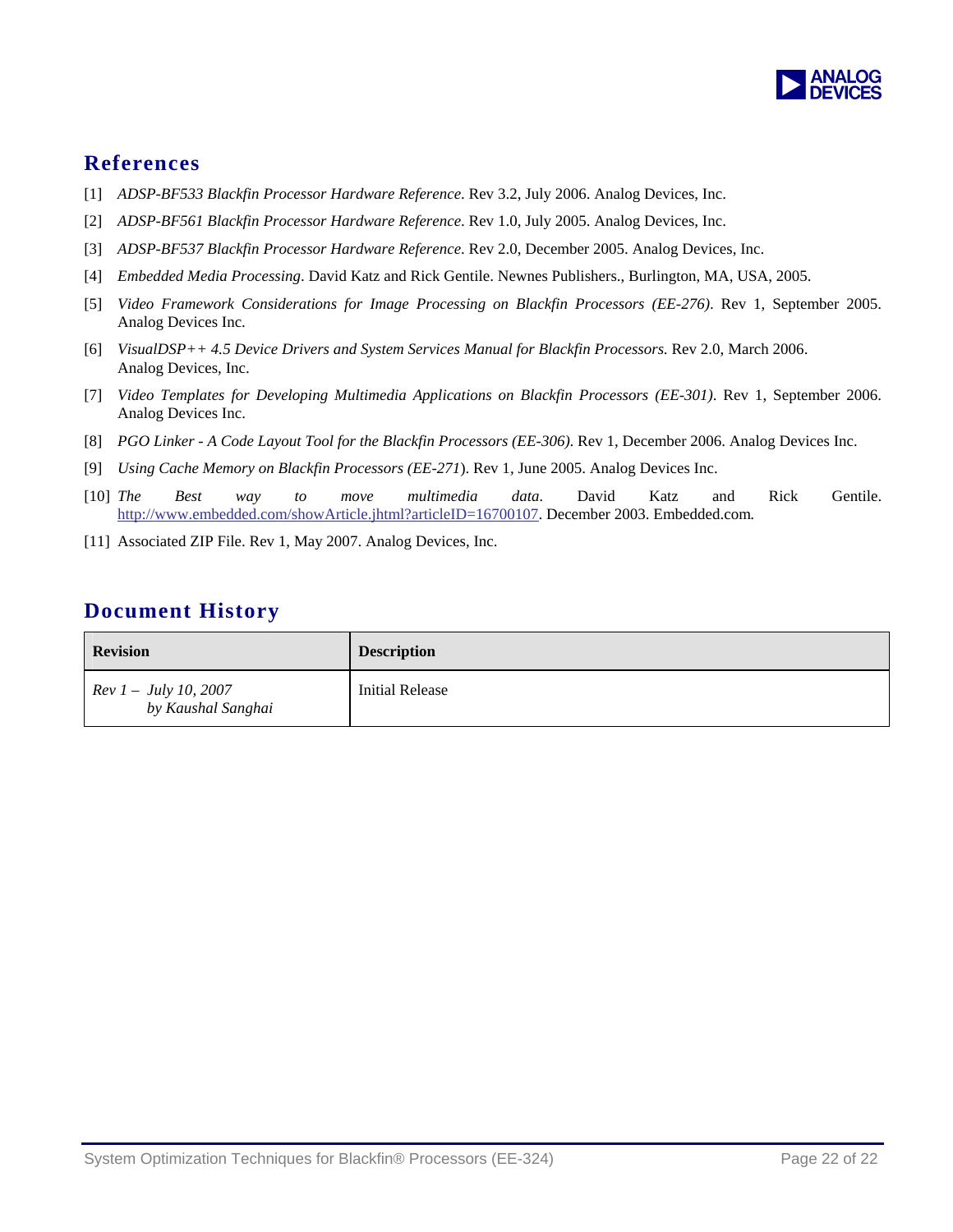## References

[1] *ADSP-BF533 Blackfin Processor Hardware Reference*. Rev 3.2, July 2006. Analog Devices, Inc.

[2] *ADSP-BF561 Blackfin Processor Hardware Reference*. Rev 1.0, July 2005. Analog Devices, Inc.

[3] *ADSP-BF537 Blackfin Processor Hardware Reference*. Rev 2.0, December 2005. Analog Devices, Inc.

[4] *Embedded Media Processing*. David Katz and Rick Gentile. Newnes Publishers., Burlington, MA, USA, 2005.

[5] *Video Framework Considerations for Image Processing on Blackfin Processors (EE-276)*. Rev 1, September 2005. Analog Devices Inc.

[6] *VisualDSP++ 4.5 Device Drivers and System Services Manual for Blackfin Processors.* Rev 2.0, March 2006. Analog Devices, Inc.

[7] *Video Templates for Developing Multimedia Applications on Blackfin Processors (EE-301)*. Rev 1, September 2006. Analog Devices Inc.

[8] *PGO Linker - A Code Layout Tool for the Blackfin Processors (EE-306)*. Rev 1, December 2006. Analog Devices Inc.

[9] *Using Cache Memory on Blackfin Processors (EE-271*). Rev 1, June 2005. Analog Devices Inc.

[10] *The Best way to move multimedia data*. David Katz and Rick Gentile. http://www.embedded.com/showArticle.jhtml?articleID=16700107. December 2003. Embedded.com.

[11] Associated ZIP File. Rev 1, May 2007. Analog Devices, Inc.

## Document History

| Revision | Description |
|---|---|
| *Rev 1 – July 10, 2007 by Kaushal Sanghai* | Initial Release |